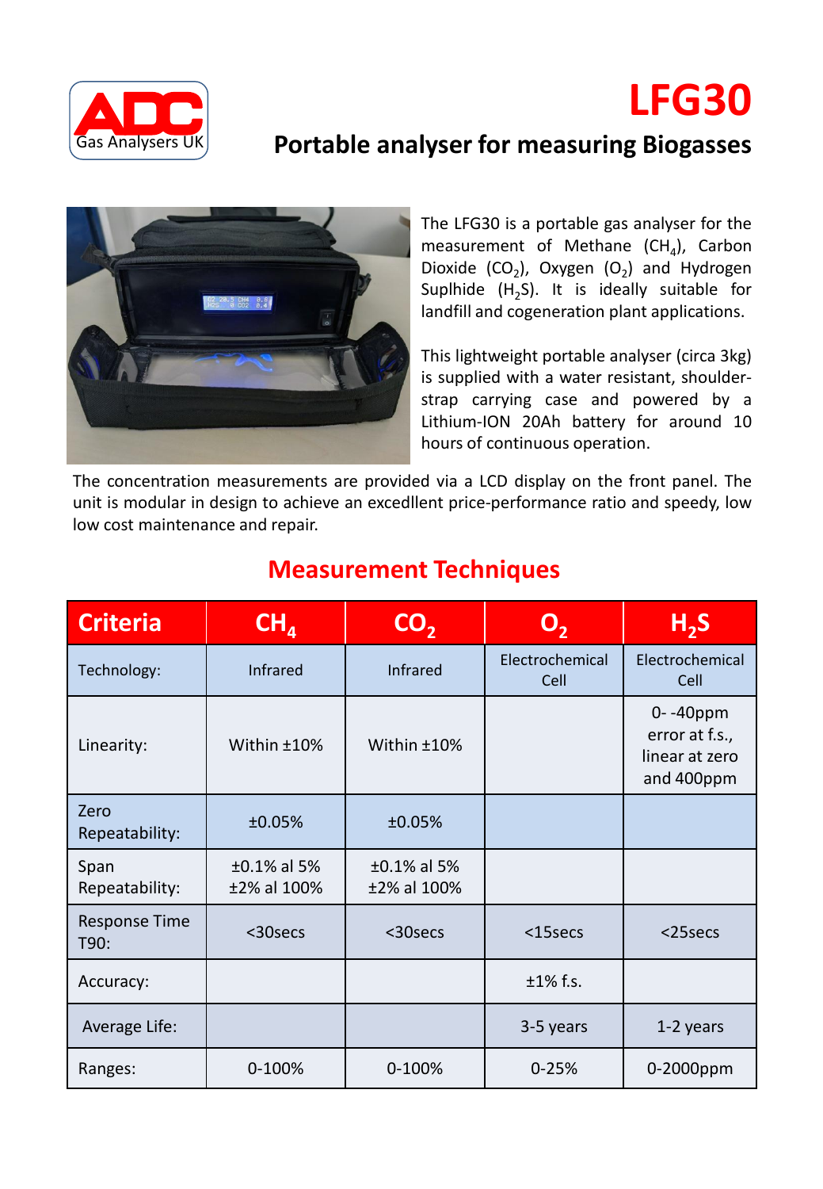ADC Gas Analysers UK

# LFG30

## Portable analyser for measuring Biogasses

The LFG30 is a portable gas analyser for the measurement of Methane ($CH_4$), Carbon Dioxide ($CO_2$), Oxygen ($O_2$) and Hydrogen Suplhide ($H_2S$). It is ideally suitable for landfill and cogeneration plant applications.

This lightweight portable analyser (circa 3kg) is supplied with a water resistant, shoulder-strap carrying case and powered by a Lithium-ION 20Ah battery for around 10 hours of continuous operation.

The concentration measurements are provided via a LCD display on the front panel. The unit is modular in design to achieve an excedllent price-performance ratio and speedy, low low cost maintenance and repair.

## Measurement Techniques

| Criteria | $CH_4$ | $CO_2$ | $O_2$ | $H_2S$ |
|---|---|---|---|---|
| Technology: | Infrared | Infrared | Electrochemical Cell | Electrochemical Cell |
| Linearity: | Within ±10% | Within ±10% | | 0- -40ppm error at f.s., linear at zero and 400ppm |
| Zero Repeatability: | ±0.05% | ±0.05% | | |
| Span Repeatability: | ±0.1% al 5% ±2% al 100% | ±0.1% al 5% ±2% al 100% | | |
| Response Time T90: | <30secs | <30secs | <15secs | <25secs |
| Accuracy: | | | ±1% f.s. | |
| Average Life: | | | 3-5 years | 1-2 years |
| Ranges: | 0-100% | 0-100% | 0-25% | 0-2000ppm |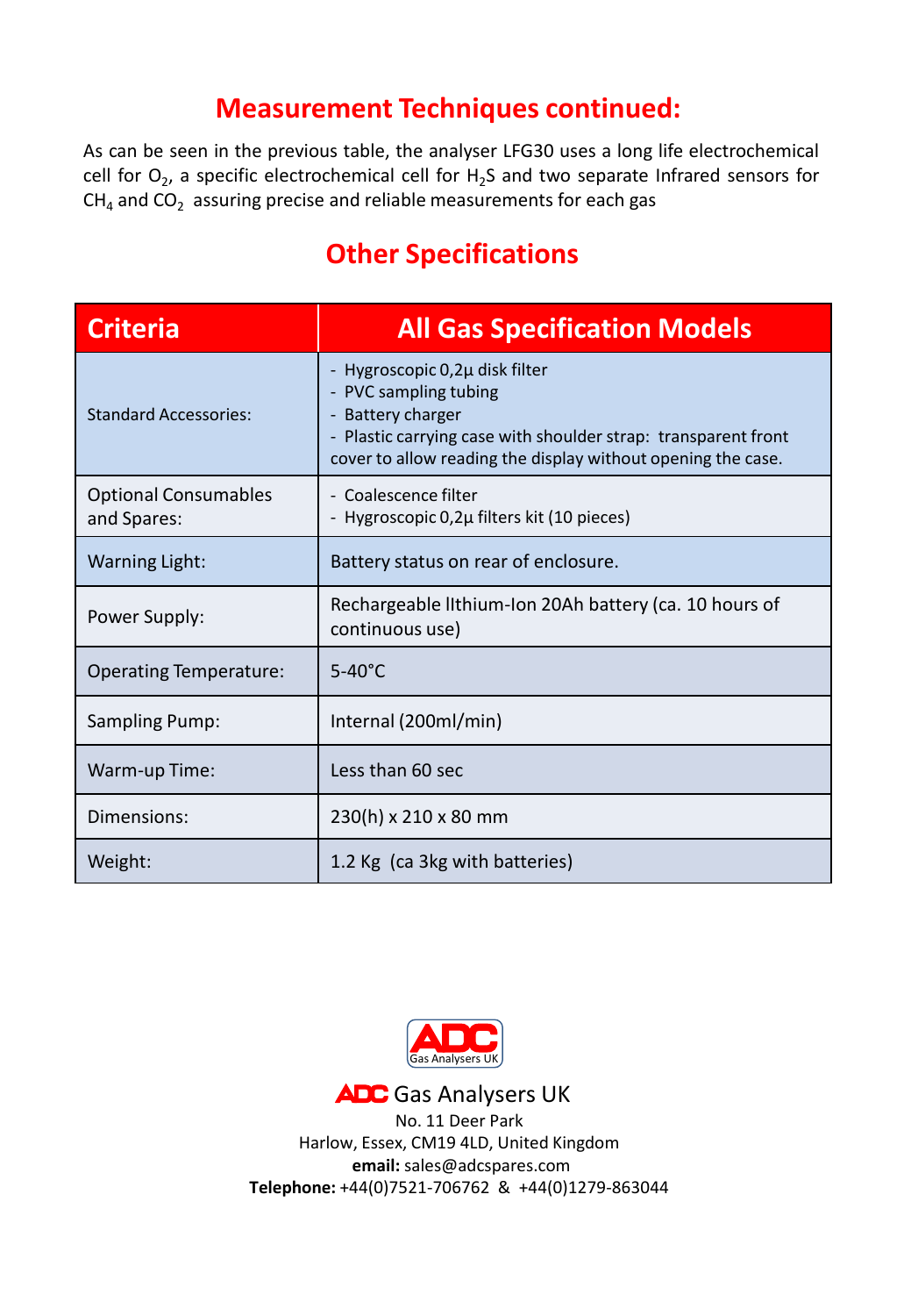## Measurement Techniques continued:

As can be seen in the previous table, the analyser LFG30 uses a long life electrochemical cell for $O_2$, a specific electrochemical cell for $H_2S$ and two separate Infrared sensors for $CH_4$ and $CO_2$ assuring precise and reliable measurements for each gas

## Other Specifications

| Criteria | All Gas Specification Models |
|---|---|
| Standard Accessories: | - Hygroscopic 0,2µ disk filter<br>- PVC sampling tubing<br>- Battery charger<br>- Plastic carrying case with shoulder strap: transparent front cover to allow reading the display without opening the case. |
| Optional Consumables and Spares: | - Coalescence filter<br>- Hygroscopic 0,2µ filters kit (10 pieces) |
| Warning Light: | Battery status on rear of enclosure. |
| Power Supply: | Rechargeable lIthium-Ion 20Ah battery (ca. 10 hours of continuous use) |
| Operating Temperature: | 5-40°C |
| Sampling Pump: | Internal (200ml/min) |
| Warm-up Time: | Less than 60 sec |
| Dimensions: | 230(h) x 210 x 80 mm |
| Weight: | 1.2 Kg (ca 3kg with batteries) |

ADC Gas Analysers UK

ADC Gas Analysers UK
No. 11 Deer Park
Harlow, Essex, CM19 4LD, United Kingdom
**email:** sales@adcspares.com
**Telephone:** +44(0)7521-706762 & +44(0)1279-863044